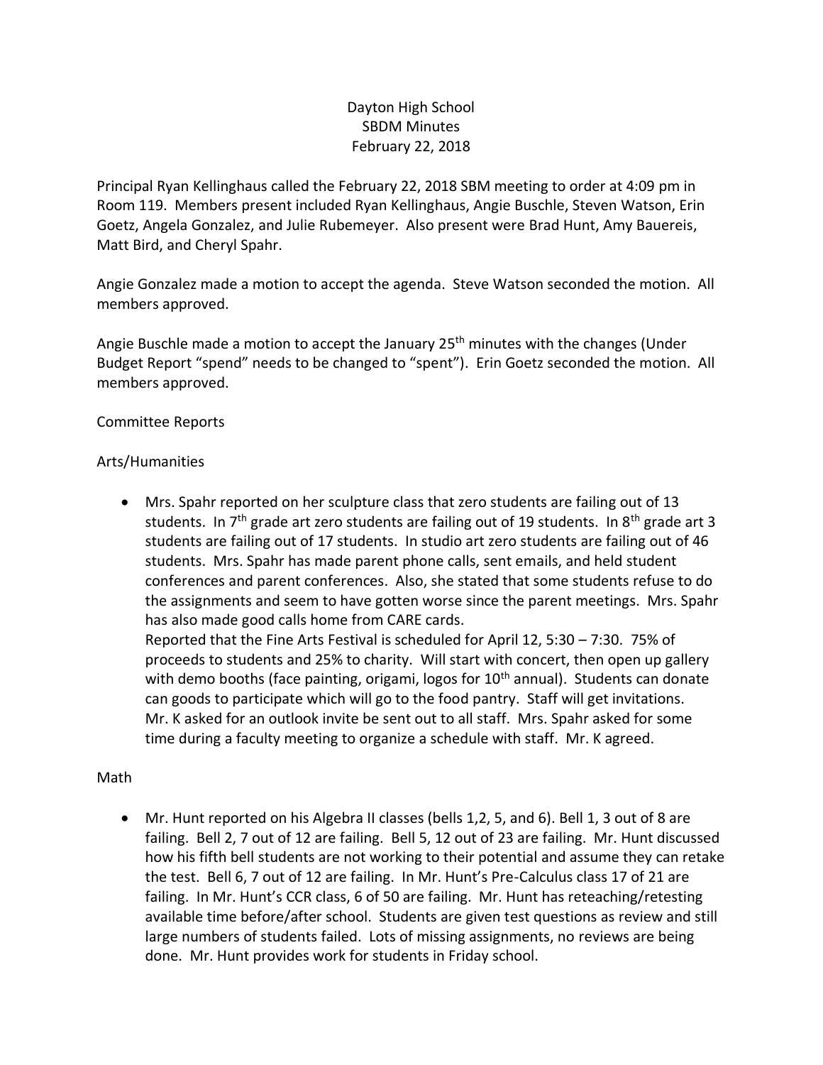Dayton High School
SBDM Minutes
February 22, 2018

Principal Ryan Kellinghaus called the February 22, 2018 SBM meeting to order at 4:09 pm in Room 119. Members present included Ryan Kellinghaus, Angie Buschle, Steven Watson, Erin Goetz, Angela Gonzalez, and Julie Rubemeyer. Also present were Brad Hunt, Amy Bauereis, Matt Bird, and Cheryl Spahr.

Angie Gonzalez made a motion to accept the agenda. Steve Watson seconded the motion. All members approved.

Angie Buschle made a motion to accept the January 25th minutes with the changes (Under Budget Report "spend" needs to be changed to "spent"). Erin Goetz seconded the motion. All members approved.

Committee Reports

Arts/Humanities

- Mrs. Spahr reported on her sculpture class that zero students are failing out of 13 students. In 7th grade art zero students are failing out of 19 students. In 8th grade art 3 students are failing out of 17 students. In studio art zero students are failing out of 46 students. Mrs. Spahr has made parent phone calls, sent emails, and held student conferences and parent conferences. Also, she stated that some students refuse to do the assignments and seem to have gotten worse since the parent meetings. Mrs. Spahr has also made good calls home from CARE cards.
  Reported that the Fine Arts Festival is scheduled for April 12, 5:30 – 7:30. 75% of proceeds to students and 25% to charity. Will start with concert, then open up gallery with demo booths (face painting, origami, logos for 10th annual). Students can donate can goods to participate which will go to the food pantry. Staff will get invitations. Mr. K asked for an outlook invite be sent out to all staff. Mrs. Spahr asked for some time during a faculty meeting to organize a schedule with staff. Mr. K agreed.

Math

- Mr. Hunt reported on his Algebra II classes (bells 1,2, 5, and 6). Bell 1, 3 out of 8 are failing. Bell 2, 7 out of 12 are failing. Bell 5, 12 out of 23 are failing. Mr. Hunt discussed how his fifth bell students are not working to their potential and assume they can retake the test. Bell 6, 7 out of 12 are failing. In Mr. Hunt's Pre-Calculus class 17 of 21 are failing. In Mr. Hunt's CCR class, 6 of 50 are failing. Mr. Hunt has reteaching/retesting available time before/after school. Students are given test questions as review and still large numbers of students failed. Lots of missing assignments, no reviews are being done. Mr. Hunt provides work for students in Friday school.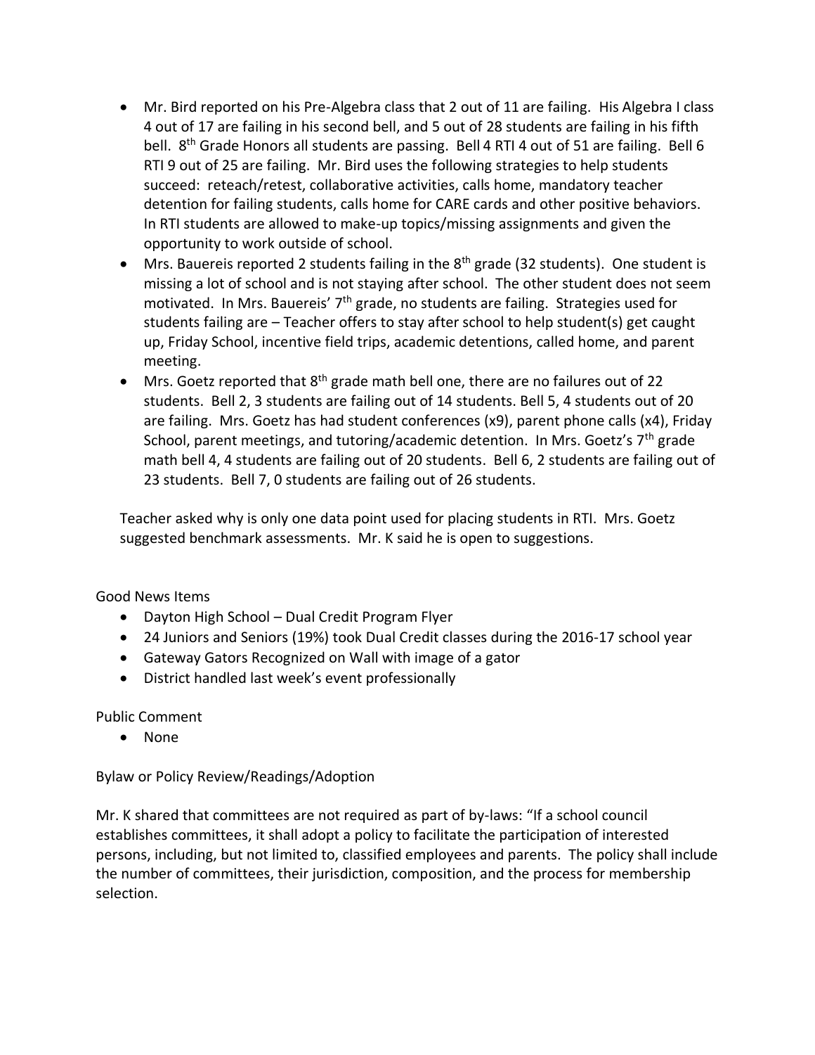- Mr. Bird reported on his Pre-Algebra class that 2 out of 11 are failing. His Algebra I class 4 out of 17 are failing in his second bell, and 5 out of 28 students are failing in his fifth bell. 8th Grade Honors all students are passing. Bell 4 RTI 4 out of 51 are failing. Bell 6 RTI 9 out of 25 are failing. Mr. Bird uses the following strategies to help students succeed: reteach/retest, collaborative activities, calls home, mandatory teacher detention for failing students, calls home for CARE cards and other positive behaviors. In RTI students are allowed to make-up topics/missing assignments and given the opportunity to work outside of school.
- Mrs. Bauereis reported 2 students failing in the 8th grade (32 students). One student is missing a lot of school and is not staying after school. The other student does not seem motivated. In Mrs. Bauereis' 7th grade, no students are failing. Strategies used for students failing are – Teacher offers to stay after school to help student(s) get caught up, Friday School, incentive field trips, academic detentions, called home, and parent meeting.
- Mrs. Goetz reported that 8th grade math bell one, there are no failures out of 22 students. Bell 2, 3 students are failing out of 14 students. Bell 5, 4 students out of 20 are failing. Mrs. Goetz has had student conferences (x9), parent phone calls (x4), Friday School, parent meetings, and tutoring/academic detention. In Mrs. Goetz's 7th grade math bell 4, 4 students are failing out of 20 students. Bell 6, 2 students are failing out of 23 students. Bell 7, 0 students are failing out of 26 students.

Teacher asked why is only one data point used for placing students in RTI. Mrs. Goetz suggested benchmark assessments. Mr. K said he is open to suggestions.

Good News Items

- Dayton High School – Dual Credit Program Flyer
- 24 Juniors and Seniors (19%) took Dual Credit classes during the 2016-17 school year
- Gateway Gators Recognized on Wall with image of a gator
- District handled last week's event professionally

Public Comment

- None

Bylaw or Policy Review/Readings/Adoption

Mr. K shared that committees are not required as part of by-laws: "If a school council establishes committees, it shall adopt a policy to facilitate the participation of interested persons, including, but not limited to, classified employees and parents. The policy shall include the number of committees, their jurisdiction, composition, and the process for membership selection.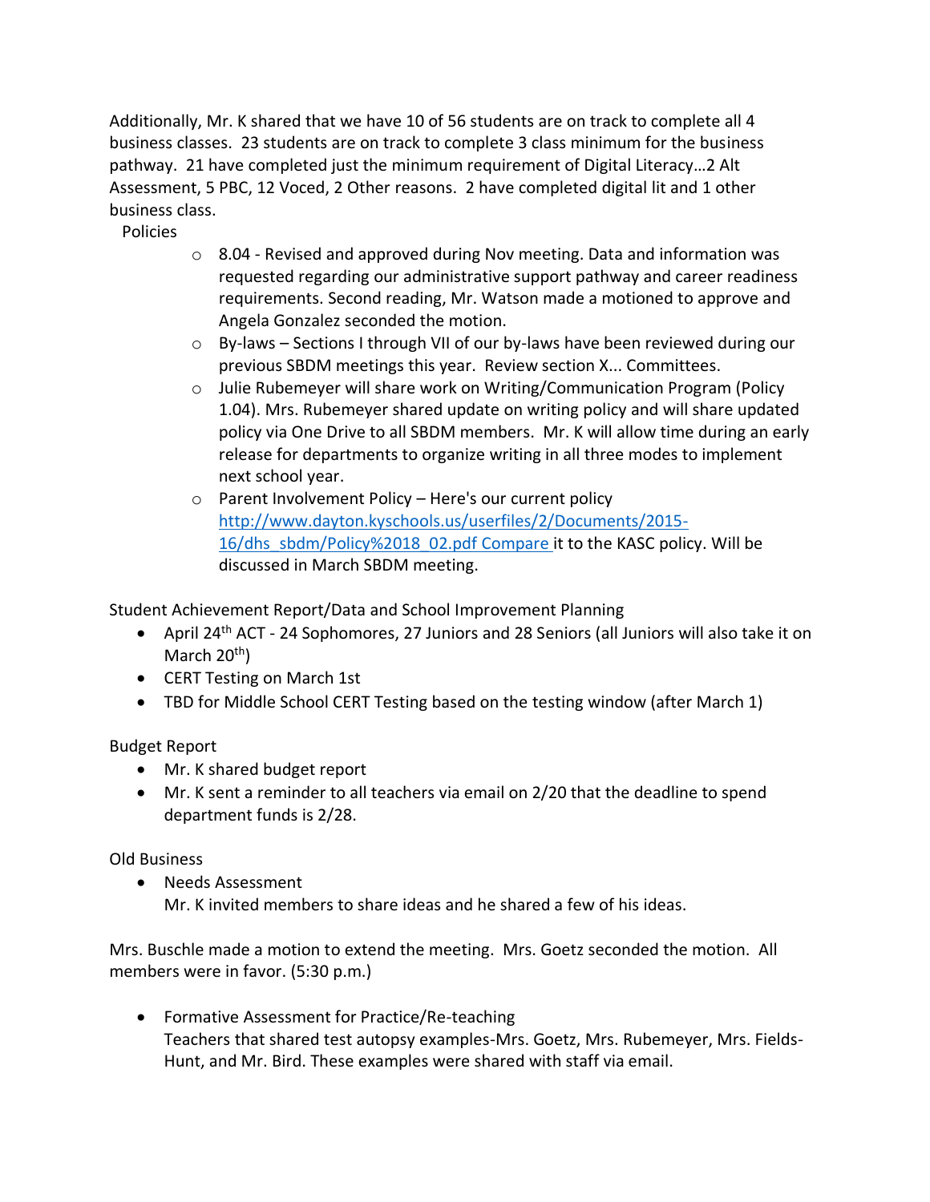Additionally, Mr. K shared that we have 10 of 56 students are on track to complete all 4 business classes. 23 students are on track to complete 3 class minimum for the business pathway. 21 have completed just the minimum requirement of Digital Literacy…2 Alt Assessment, 5 PBC, 12 Voced, 2 Other reasons. 2 have completed digital lit and 1 other business class.

Policies

- 8.04 - Revised and approved during Nov meeting. Data and information was requested regarding our administrative support pathway and career readiness requirements. Second reading, Mr. Watson made a motioned to approve and Angela Gonzalez seconded the motion.
- By-laws – Sections I through VII of our by-laws have been reviewed during our previous SBDM meetings this year. Review section X... Committees.
- Julie Rubemeyer will share work on Writing/Communication Program (Policy 1.04). Mrs. Rubemeyer shared update on writing policy and will share updated policy via One Drive to all SBDM members. Mr. K will allow time during an early release for departments to organize writing in all three modes to implement next school year.
- Parent Involvement Policy – Here's our current policy [http://www.dayton.kyschools.us/userfiles/2/Documents/2015-16/dhs_sbdm/Policy%2018_02.pdf](http://www.dayton.kyschools.us/userfiles/2/Documents/2015-16/dhs_sbdm/Policy%2018_02.pdf) Compare it to the KASC policy. Will be discussed in March SBDM meeting.

Student Achievement Report/Data and School Improvement Planning

- April 24th ACT - 24 Sophomores, 27 Juniors and 28 Seniors (all Juniors will also take it on March 20th)
- CERT Testing on March 1st
- TBD for Middle School CERT Testing based on the testing window (after March 1)

Budget Report

- Mr. K shared budget report
- Mr. K sent a reminder to all teachers via email on 2/20 that the deadline to spend department funds is 2/28.

Old Business

- Needs Assessment
  Mr. K invited members to share ideas and he shared a few of his ideas.

Mrs. Buschle made a motion to extend the meeting. Mrs. Goetz seconded the motion. All members were in favor. (5:30 p.m.)

- Formative Assessment for Practice/Re-teaching
  Teachers that shared test autopsy examples-Mrs. Goetz, Mrs. Rubemeyer, Mrs. Fields-Hunt, and Mr. Bird. These examples were shared with staff via email.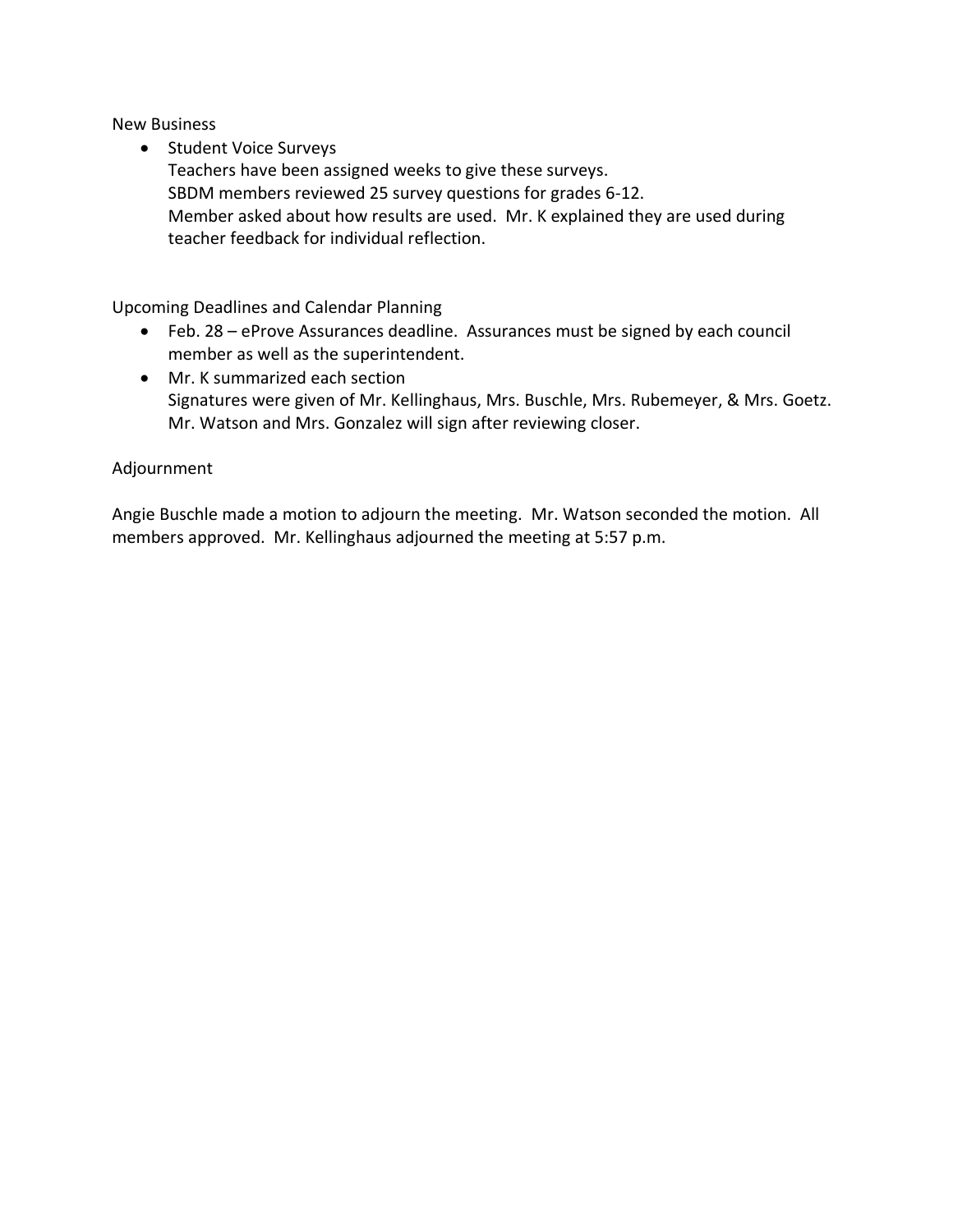New Business

- Student Voice Surveys
  Teachers have been assigned weeks to give these surveys.
  SBDM members reviewed 25 survey questions for grades 6-12.
  Member asked about how results are used. Mr. K explained they are used during teacher feedback for individual reflection.

Upcoming Deadlines and Calendar Planning

- Feb. 28 – eProve Assurances deadline. Assurances must be signed by each council member as well as the superintendent.
- Mr. K summarized each section
  Signatures were given of Mr. Kellinghaus, Mrs. Buschle, Mrs. Rubemeyer, & Mrs. Goetz. Mr. Watson and Mrs. Gonzalez will sign after reviewing closer.

Adjournment

Angie Buschle made a motion to adjourn the meeting. Mr. Watson seconded the motion. All members approved. Mr. Kellinghaus adjourned the meeting at 5:57 p.m.